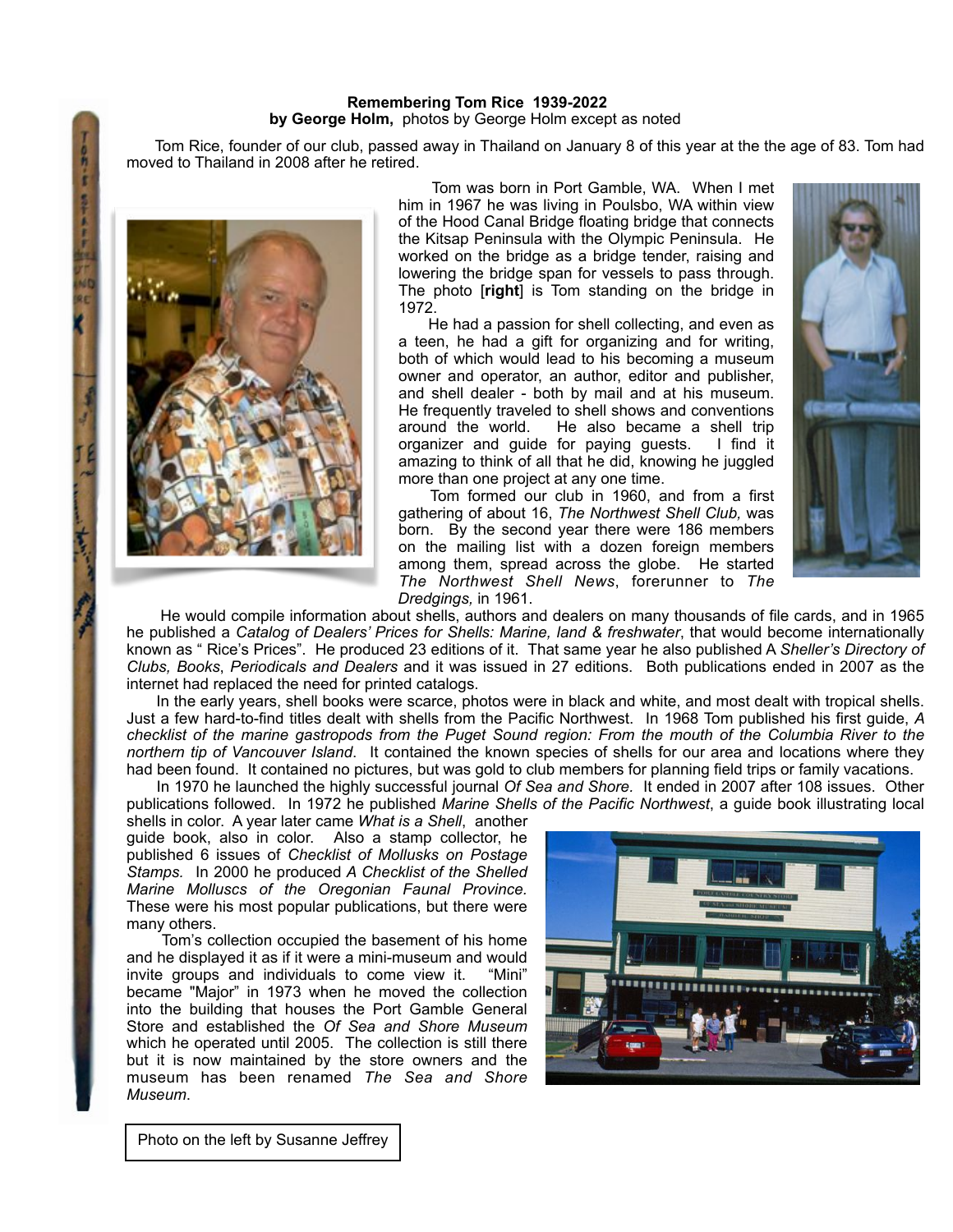**Remembering Tom Rice 1939-2022**
**by George Holm,** photos by George Holm except as noted

Tom Rice, founder of our club, passed away in Thailand on January 8 of this year at the the age of 83. Tom had moved to Thailand in 2008 after he retired.

Tom was born in Port Gamble, WA. When I met him in 1967 he was living in Poulsbo, WA within view of the Hood Canal Bridge floating bridge that connects the Kitsap Peninsula with the Olympic Peninsula. He worked on the bridge as a bridge tender, raising and lowering the bridge span for vessels to pass through. The photo [**right**] is Tom standing on the bridge in 1972.

He had a passion for shell collecting, and even as a teen, he had a gift for organizing and for writing, both of which would lead to his becoming a museum owner and operator, an author, editor and publisher, and shell dealer - both by mail and at his museum. He frequently traveled to shell shows and conventions around the world. He also became a shell trip organizer and guide for paying guests. I find it amazing to think of all that he did, knowing he juggled more than one project at any one time.

Tom formed our club in 1960, and from a first gathering of about 16, *The Northwest Shell Club,* was born. By the second year there were 186 members on the mailing list with a dozen foreign members among them, spread across the globe. He started *The Northwest Shell News*, forerunner to *The Dredgings,* in 1961.

He would compile information about shells, authors and dealers on many thousands of file cards, and in 1965 he published a *Catalog of Dealers' Prices for Shells: Marine, land & freshwater*, that would become internationally known as " Rice's Prices". He produced 23 editions of it. That same year he also published A *Sheller's Directory of Clubs, Books*, *Periodicals and Dealers* and it was issued in 27 editions. Both publications ended in 2007 as the internet had replaced the need for printed catalogs.

In the early years, shell books were scarce, photos were in black and white, and most dealt with tropical shells. Just a few hard-to-find titles dealt with shells from the Pacific Northwest. In 1968 Tom published his first guide, *A checklist of the marine gastropods from the Puget Sound region: From the mouth of the Columbia River to the northern tip of Vancouver Island*. It contained the known species of shells for our area and locations where they had been found. It contained no pictures, but was gold to club members for planning field trips or family vacations.

In 1970 he launched the highly successful journal *Of Sea and Shore*. It ended in 2007 after 108 issues. Other publications followed. In 1972 he published *Marine Shells of the Pacific Northwest*, a guide book illustrating local shells in color. A year later came *What is a Shell*, another guide book, also in color. Also a stamp collector, he published 6 issues of *Checklist of Mollusks on Postage Stamps.* In 2000 he produced *A Checklist of the Shelled Marine Molluscs of the Oregonian Faunal Province.* These were his most popular publications, but there were many others.

Tom's collection occupied the basement of his home and he displayed it as if it were a mini-museum and would invite groups and individuals to come view it. "Mini" became "Major" in 1973 when he moved the collection into the building that houses the Port Gamble General Store and established the *Of Sea and Shore Museum* which he operated until 2005. The collection is still there but it is now maintained by the store owners and the museum has been renamed *The Sea and Shore Museum*.

Photo on the left by Susanne Jeffrey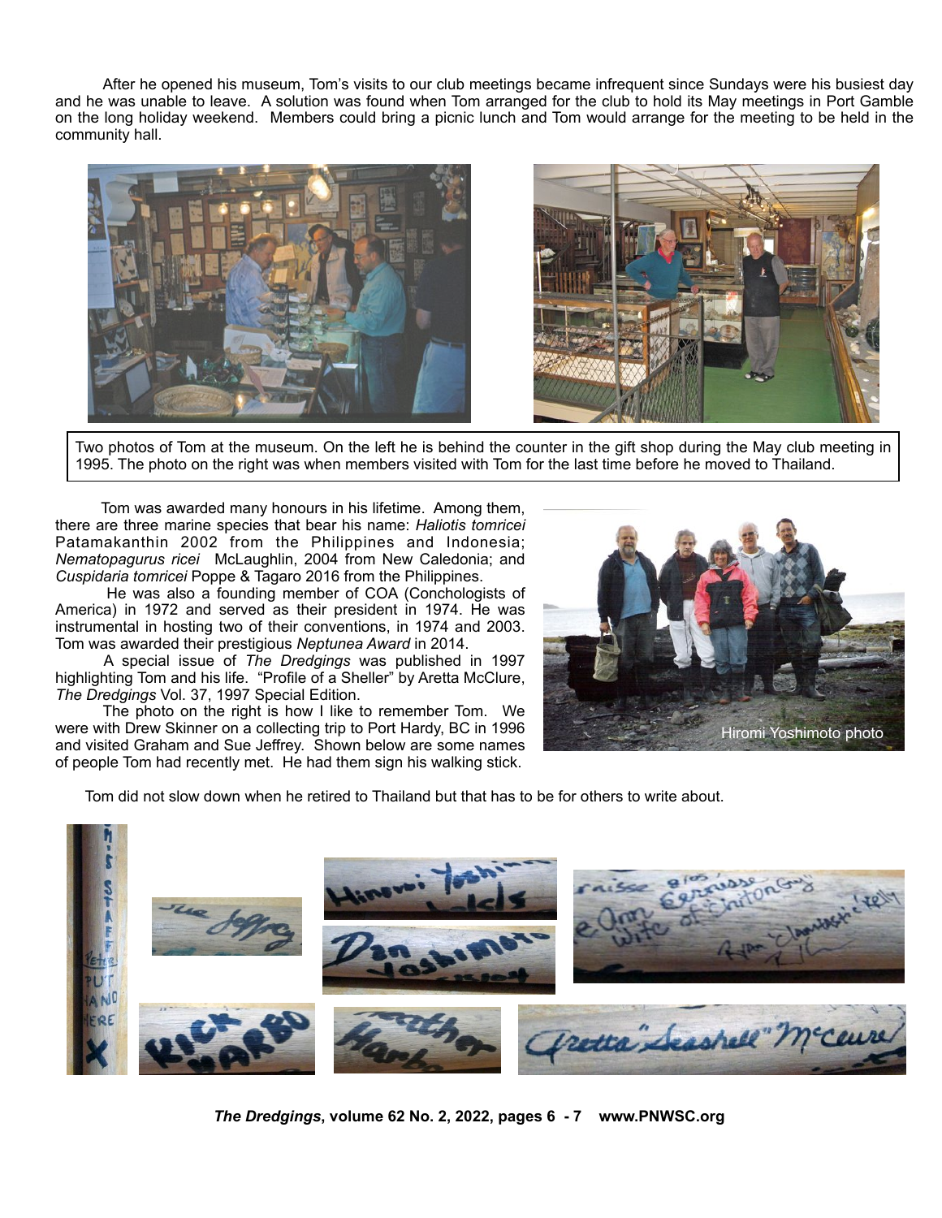After he opened his museum, Tom's visits to our club meetings became infrequent since Sundays were his busiest day and he was unable to leave. A solution was found when Tom arranged for the club to hold its May meetings in Port Gamble on the long holiday weekend. Members could bring a picnic lunch and Tom would arrange for the meeting to be held in the community hall.

Two photos of Tom at the museum. On the left he is behind the counter in the gift shop during the May club meeting in 1995. The photo on the right was when members visited with Tom for the last time before he moved to Thailand.

Tom was awarded many honours in his lifetime. Among them, there are three marine species that bear his name: *Haliotis tomricei* Patamakanthin 2002 from the Philippines and Indonesia; *Nematopagurus ricei* McLaughlin, 2004 from New Caledonia; and *Cuspidaria tomricei* Poppe & Tagaro 2016 from the Philippines.

He was also a founding member of COA (Conchologists of America) in 1972 and served as their president in 1974. He was instrumental in hosting two of their conventions, in 1974 and 2003. Tom was awarded their prestigious *Neptunea Award* in 2014.

A special issue of *The Dredgings* was published in 1997 highlighting Tom and his life. "Profile of a Sheller" by Aretta McClure, *The Dredgings* Vol. 37, 1997 Special Edition.

The photo on the right is how I like to remember Tom. We were with Drew Skinner on a collecting trip to Port Hardy, BC in 1996 and visited Graham and Sue Jeffrey. Shown below are some names of people Tom had recently met. He had them sign his walking stick.

Hiromi Yoshimoto photo

Tom did not slow down when he retired to Thailand but that has to be for others to write about.